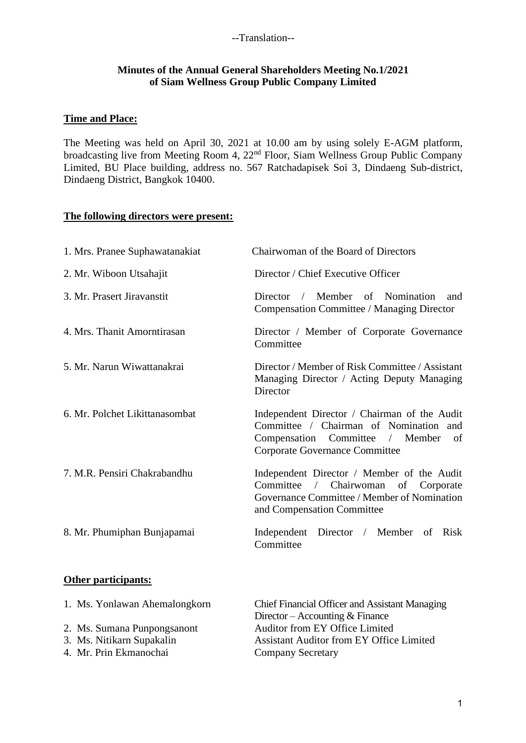--Translation--

**Minutes of the Annual General Shareholders Meeting No.1/2021**
**of Siam Wellness Group Public Company Limited**

**Time and Place:**

The Meeting was held on April 30, 2021 at 10.00 am by using solely E-AGM platform, broadcasting live from Meeting Room 4, 22nd Floor, Siam Wellness Group Public Company Limited, BU Place building, address no. 567 Ratchadapisek Soi 3, Dindaeng Sub-district, Dindaeng District, Bangkok 10400.

**The following directors were present:**

| | |
|---|---|
| 1. Mrs. Pranee Suphawatanakiat | Chairwoman of the Board of Directors |
| 2. Mr. Wiboon Utsahajit | Director / Chief Executive Officer |
| 3. Mr. Prasert Jiravanstit | Director / Member of Nomination and Compensation Committee / Managing Director |
| 4. Mrs. Thanit Amorntirasan | Director / Member of Corporate Governance Committee |
| 5. Mr. Narun Wiwattanakrai | Director / Member of Risk Committee / Assistant Managing Director / Acting Deputy Managing Director |
| 6. Mr. Polchet Likittanasombat | Independent Director / Chairman of the Audit Committee / Chairman of Nomination and Compensation Committee / Member of Corporate Governance Committee |
| 7. M.R. Pensiri Chakrabandhu | Independent Director / Member of the Audit Committee / Chairwoman of Corporate Governance Committee / Member of Nomination and Compensation Committee |
| 8. Mr. Phumiphan Bunjapamai | Independent Director / Member of Risk Committee |

**Other participants:**

| | |
|---|---|
| 1. Ms. Yonlawan Ahemalongkorn | Chief Financial Officer and Assistant Managing Director – Accounting & Finance |
| 2. Ms. Sumana Punpongsanont | Auditor from EY Office Limited |
| 3. Ms. Nitikarn Supakalin | Assistant Auditor from EY Office Limited |
| 4. Mr. Prin Ekmanochai | Company Secretary |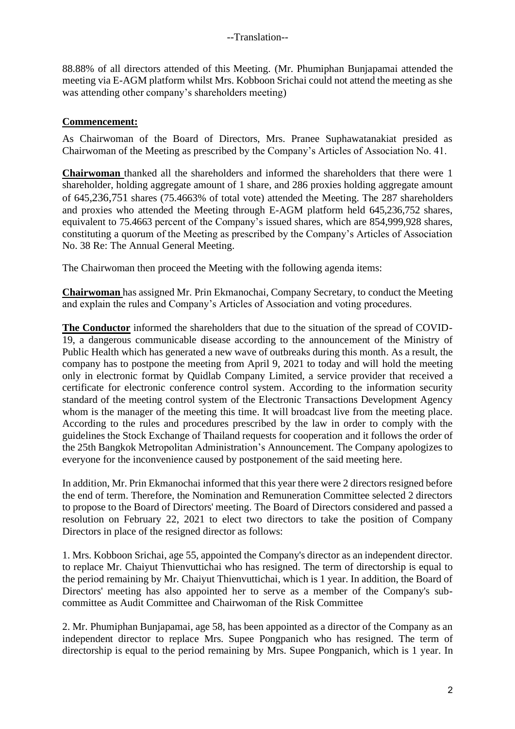--Translation--

88.88% of all directors attended of this Meeting. (Mr. Phumiphan Bunjapamai attended the meeting via E-AGM platform whilst Mrs. Kobboon Srichai could not attend the meeting as she was attending other company's shareholders meeting)

**Commencement:**

As Chairwoman of the Board of Directors, Mrs. Pranee Suphawatanakiat presided as Chairwoman of the Meeting as prescribed by the Company's Articles of Association No. 41.

**Chairwoman** thanked all the shareholders and informed the shareholders that there were 1 shareholder, holding aggregate amount of 1 share, and 286 proxies holding aggregate amount of 645,236,751 shares (75.4663% of total vote) attended the Meeting. The 287 shareholders and proxies who attended the Meeting through E-AGM platform held 645,236,752 shares, equivalent to 75.4663 percent of the Company's issued shares, which are 854,999,928 shares, constituting a quorum of the Meeting as prescribed by the Company's Articles of Association No. 38 Re: The Annual General Meeting.

The Chairwoman then proceed the Meeting with the following agenda items:

**Chairwoman** has assigned Mr. Prin Ekmanochai, Company Secretary, to conduct the Meeting and explain the rules and Company's Articles of Association and voting procedures.

**The Conductor** informed the shareholders that due to the situation of the spread of COVID-19, a dangerous communicable disease according to the announcement of the Ministry of Public Health which has generated a new wave of outbreaks during this month. As a result, the company has to postpone the meeting from April 9, 2021 to today and will hold the meeting only in electronic format by Quidlab Company Limited, a service provider that received a certificate for electronic conference control system. According to the information security standard of the meeting control system of the Electronic Transactions Development Agency whom is the manager of the meeting this time. It will broadcast live from the meeting place. According to the rules and procedures prescribed by the law in order to comply with the guidelines the Stock Exchange of Thailand requests for cooperation and it follows the order of the 25th Bangkok Metropolitan Administration's Announcement. The Company apologizes to everyone for the inconvenience caused by postponement of the said meeting here.

In addition, Mr. Prin Ekmanochai informed that this year there were 2 directors resigned before the end of term. Therefore, the Nomination and Remuneration Committee selected 2 directors to propose to the Board of Directors' meeting. The Board of Directors considered and passed a resolution on February 22, 2021 to elect two directors to take the position of Company Directors in place of the resigned director as follows:

1. Mrs. Kobboon Srichai, age 55, appointed the Company's director as an independent director. to replace Mr. Chaiyut Thienvuttichai who has resigned. The term of directorship is equal to the period remaining by Mr. Chaiyut Thienvuttichai, which is 1 year. In addition, the Board of Directors' meeting has also appointed her to serve as a member of the Company's sub-committee as Audit Committee and Chairwoman of the Risk Committee

2. Mr. Phumiphan Bunjapamai, age 58, has been appointed as a director of the Company as an independent director to replace Mrs. Supee Pongpanich who has resigned. The term of directorship is equal to the period remaining by Mrs. Supee Pongpanich, which is 1 year. In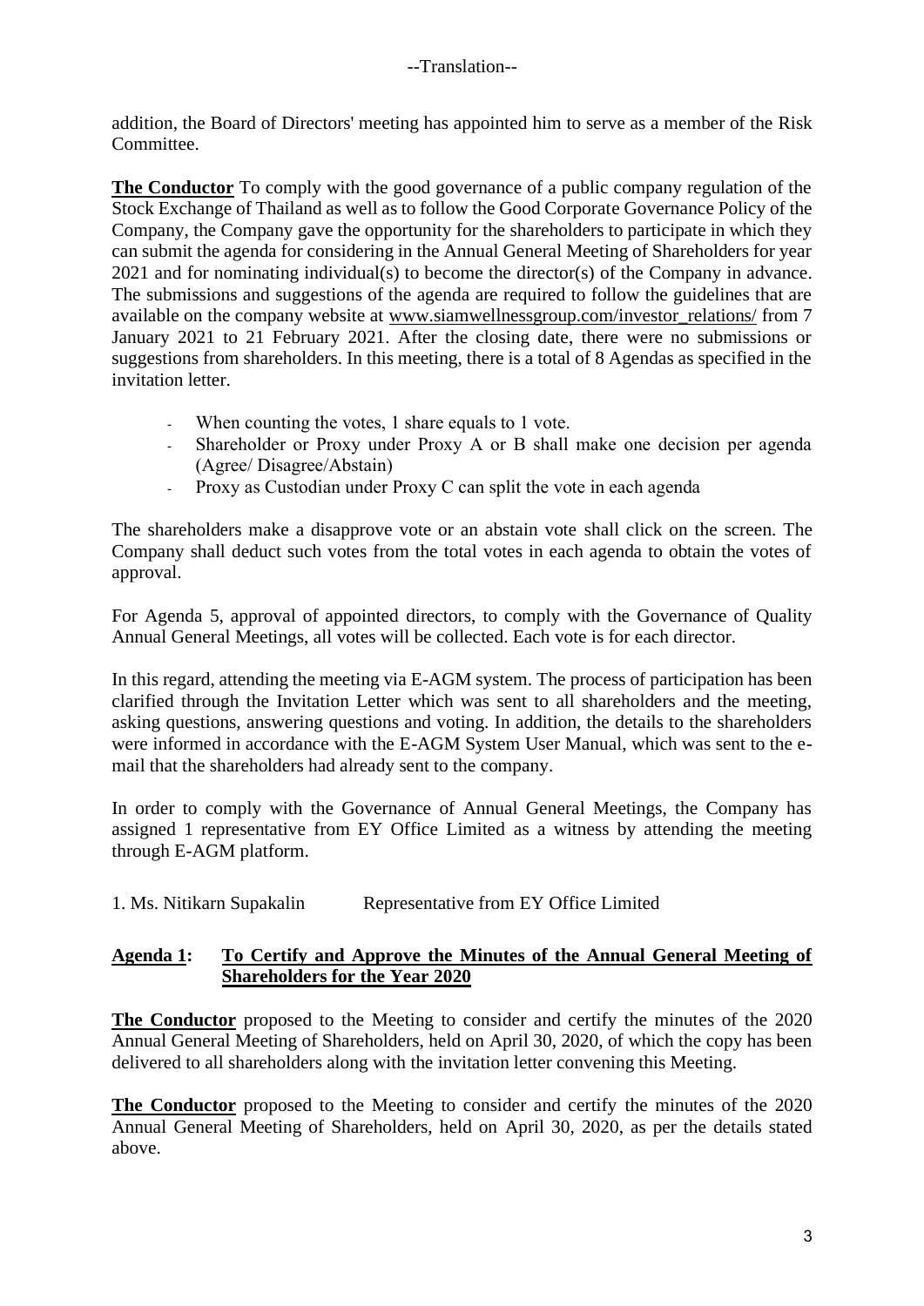--Translation--

addition, the Board of Directors' meeting has appointed him to serve as a member of the Risk Committee.

**The Conductor** To comply with the good governance of a public company regulation of the Stock Exchange of Thailand as well as to follow the Good Corporate Governance Policy of the Company, the Company gave the opportunity for the shareholders to participate in which they can submit the agenda for considering in the Annual General Meeting of Shareholders for year 2021 and for nominating individual(s) to become the director(s) of the Company in advance. The submissions and suggestions of the agenda are required to follow the guidelines that are available on the company website at www.siamwellnessgroup.com/investor_relations/ from 7 January 2021 to 21 February 2021. After the closing date, there were no submissions or suggestions from shareholders. In this meeting, there is a total of 8 Agendas as specified in the invitation letter.

- When counting the votes, 1 share equals to 1 vote.
- Shareholder or Proxy under Proxy A or B shall make one decision per agenda (Agree/ Disagree/Abstain)
- Proxy as Custodian under Proxy C can split the vote in each agenda

The shareholders make a disapprove vote or an abstain vote shall click on the screen. The Company shall deduct such votes from the total votes in each agenda to obtain the votes of approval.

For Agenda 5, approval of appointed directors, to comply with the Governance of Quality Annual General Meetings, all votes will be collected. Each vote is for each director.

In this regard, attending the meeting via E-AGM system. The process of participation has been clarified through the Invitation Letter which was sent to all shareholders and the meeting, asking questions, answering questions and voting. In addition, the details to the shareholders were informed in accordance with the E-AGM System User Manual, which was sent to the e-mail that the shareholders had already sent to the company.

In order to comply with the Governance of Annual General Meetings, the Company has assigned 1 representative from EY Office Limited as a witness by attending the meeting through E-AGM platform.

1. Ms. Nitikarn Supakalin Representative from EY Office Limited

**Agenda 1: To Certify and Approve the Minutes of the Annual General Meeting of Shareholders for the Year 2020**

**The Conductor** proposed to the Meeting to consider and certify the minutes of the 2020 Annual General Meeting of Shareholders, held on April 30, 2020, of which the copy has been delivered to all shareholders along with the invitation letter convening this Meeting.

**The Conductor** proposed to the Meeting to consider and certify the minutes of the 2020 Annual General Meeting of Shareholders, held on April 30, 2020, as per the details stated above.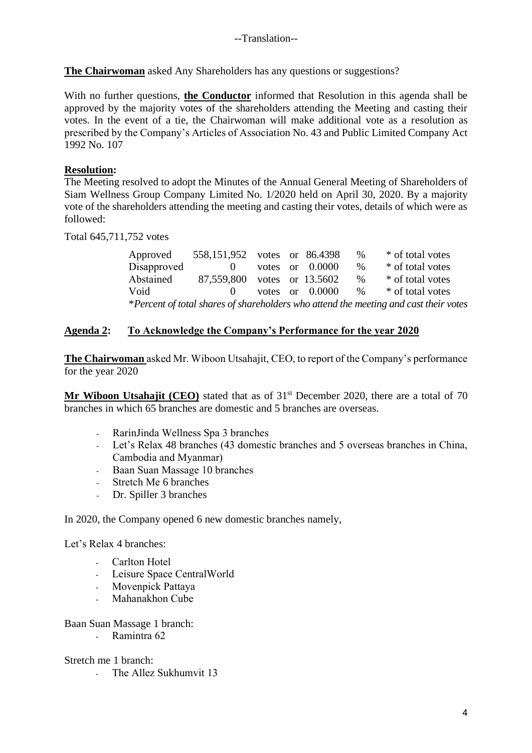--Translation--

**The Chairwoman** asked Any Shareholders has any questions or suggestions?

With no further questions, **the Conductor** informed that Resolution in this agenda shall be approved by the majority votes of the shareholders attending the Meeting and casting their votes. In the event of a tie, the Chairwoman will make additional vote as a resolution as prescribed by the Company's Articles of Association No. 43 and Public Limited Company Act 1992 No. 107

**Resolution:**

The Meeting resolved to adopt the Minutes of the Annual General Meeting of Shareholders of Siam Wellness Group Company Limited No. 1/2020 held on April 30, 2020. By a majority vote of the shareholders attending the meeting and casting their votes, details of which were as followed:

Total 645,711,752 votes

| | | | | | |
|---|---|---|---|---|---|
| Approved | 558,151,952 | votes or | 86.4398 | % | * of total votes |
| Disapproved | 0 | votes or | 0.0000 | % | * of total votes |
| Abstained | 87,559,800 | votes or | 13.5602 | % | * of total votes |
| Void | 0 | votes or | 0.0000 | % | * of total votes |

*\*Percent of total shares of shareholders who attend the meeting and cast their votes*

## Agenda 2: To Acknowledge the Company's Performance for the year 2020

**The Chairwoman** asked Mr. Wiboon Utsahajit, CEO, to report of the Company's performance for the year 2020

**Mr Wiboon Utsahajit (CEO)** stated that as of 31st December 2020, there are a total of 70 branches in which 65 branches are domestic and 5 branches are overseas.

- RarinJinda Wellness Spa 3 branches
- Let's Relax 48 branches (43 domestic branches and 5 overseas branches in China, Cambodia and Myanmar)
- Baan Suan Massage 10 branches
- Stretch Me 6 branches
- Dr. Spiller 3 branches

In 2020, the Company opened 6 new domestic branches namely,

Let's Relax 4 branches:

- Carlton Hotel
- Leisure Space CentralWorld
- Movenpick Pattaya
- Mahanakhon Cube

Baan Suan Massage 1 branch:

- Ramintra 62

Stretch me 1 branch:

- The Allez Sukhumvit 13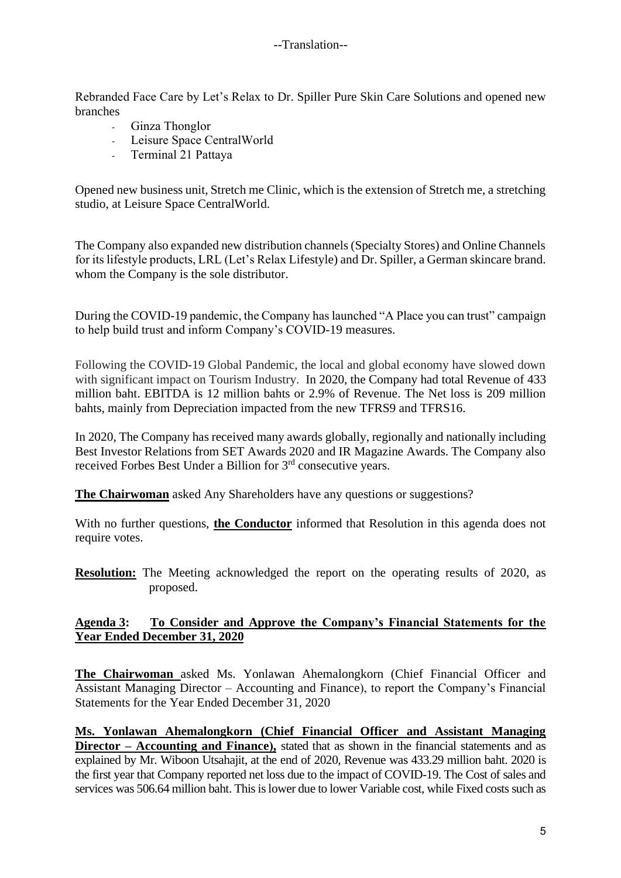--Translation--

Rebranded Face Care by Let's Relax to Dr. Spiller Pure Skin Care Solutions and opened new branches

- Ginza Thonglor
- Leisure Space CentralWorld
- Terminal 21 Pattaya

Opened new business unit, Stretch me Clinic, which is the extension of Stretch me, a stretching studio, at Leisure Space CentralWorld.

The Company also expanded new distribution channels (Specialty Stores) and Online Channels for its lifestyle products, LRL (Let's Relax Lifestyle) and Dr. Spiller, a German skincare brand. whom the Company is the sole distributor.

During the COVID-19 pandemic, the Company has launched "A Place you can trust" campaign to help build trust and inform Company's COVID-19 measures.

Following the COVID-19 Global Pandemic, the local and global economy have slowed down with significant impact on Tourism Industry. In 2020, the Company had total Revenue of 433 million baht. EBITDA is 12 million bahts or 2.9% of Revenue. The Net loss is 209 million bahts, mainly from Depreciation impacted from the new TFRS9 and TFRS16.

In 2020, The Company has received many awards globally, regionally and nationally including Best Investor Relations from SET Awards 2020 and IR Magazine Awards. The Company also received Forbes Best Under a Billion for 3rd consecutive years.

**The Chairwoman** asked Any Shareholders have any questions or suggestions?

With no further questions, **the Conductor** informed that Resolution in this agenda does not require votes.

**Resolution:** The Meeting acknowledged the report on the operating results of 2020, as proposed.

## Agenda 3: To Consider and Approve the Company's Financial Statements for the Year Ended December 31, 2020

**The Chairwoman** asked Ms. Yonlawan Ahemalongkorn (Chief Financial Officer and Assistant Managing Director – Accounting and Finance), to report the Company's Financial Statements for the Year Ended December 31, 2020

**Ms. Yonlawan Ahemalongkorn (Chief Financial Officer and Assistant Managing Director – Accounting and Finance),** stated that as shown in the financial statements and as explained by Mr. Wiboon Utsahajit, at the end of 2020, Revenue was 433.29 million baht. 2020 is the first year that Company reported net loss due to the impact of COVID-19. The Cost of sales and services was 506.64 million baht. This is lower due to lower Variable cost, while Fixed costs such as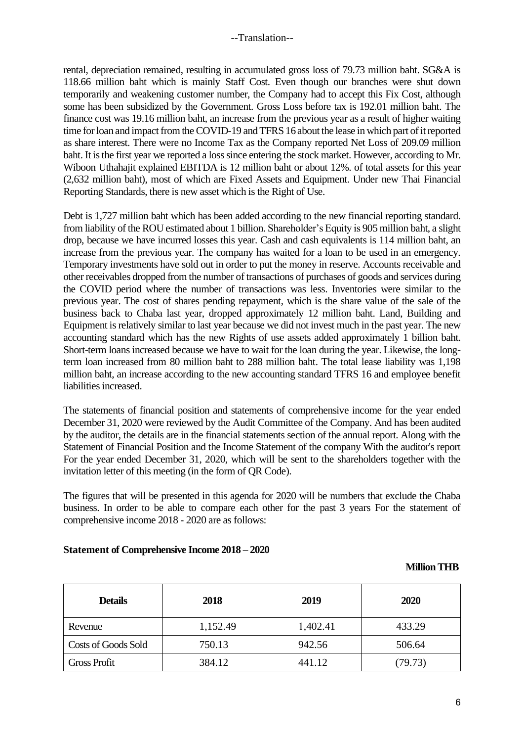rental, depreciation remained, resulting in accumulated gross loss of 79.73 million baht. SG&A is 118.66 million baht which is mainly Staff Cost. Even though our branches were shut down temporarily and weakening customer number, the Company had to accept this Fix Cost, although some has been subsidized by the Government. Gross Loss before tax is 192.01 million baht. The finance cost was 19.16 million baht, an increase from the previous year as a result of higher waiting time for loan and impact from the COVID-19 and TFRS 16 about the lease in which part of it reported as share interest. There were no Income Tax as the Company reported Net Loss of 209.09 million baht. It is the first year we reported a loss since entering the stock market. However, according to Mr. Wiboon Uthahajit explained EBITDA is 12 million baht or about 12%. of total assets for this year (2,632 million baht), most of which are Fixed Assets and Equipment. Under new Thai Financial Reporting Standards, there is new asset which is the Right of Use.

Debt is 1,727 million baht which has been added according to the new financial reporting standard. from liability of the ROU estimated about 1 billion. Shareholder's Equity is 905 million baht, a slight drop, because we have incurred losses this year. Cash and cash equivalents is 114 million baht, an increase from the previous year. The company has waited for a loan to be used in an emergency. Temporary investments have sold out in order to put the money in reserve. Accounts receivable and other receivables dropped from the number of transactions of purchases of goods and services during the COVID period where the number of transactions was less. Inventories were similar to the previous year. The cost of shares pending repayment, which is the share value of the sale of the business back to Chaba last year, dropped approximately 12 million baht. Land, Building and Equipment is relatively similar to last year because we did not invest much in the past year. The new accounting standard which has the new Rights of use assets added approximately 1 billion baht. Short-term loans increased because we have to wait for the loan during the year. Likewise, the long-term loan increased from 80 million baht to 288 million baht. The total lease liability was 1,198 million baht, an increase according to the new accounting standard TFRS 16 and employee benefit liabilities increased.

The statements of financial position and statements of comprehensive income for the year ended December 31, 2020 were reviewed by the Audit Committee of the Company. And has been audited by the auditor, the details are in the financial statements section of the annual report. Along with the Statement of Financial Position and the Income Statement of the company With the auditor's report For the year ended December 31, 2020, which will be sent to the shareholders together with the invitation letter of this meeting (in the form of QR Code).

The figures that will be presented in this agenda for 2020 will be numbers that exclude the Chaba business. In order to be able to compare each other for the past 3 years For the statement of comprehensive income 2018 - 2020 are as follows:

**Statement of Comprehensive Income 2018 – 2020**

**Million THB**

| Details | 2018 | 2019 | 2020 |
|---|---|---|---|
| Revenue | 1,152.49 | 1,402.41 | 433.29 |
| Costs of Goods Sold | 750.13 | 942.56 | 506.64 |
| Gross Profit | 384.12 | 441.12 | (79.73) |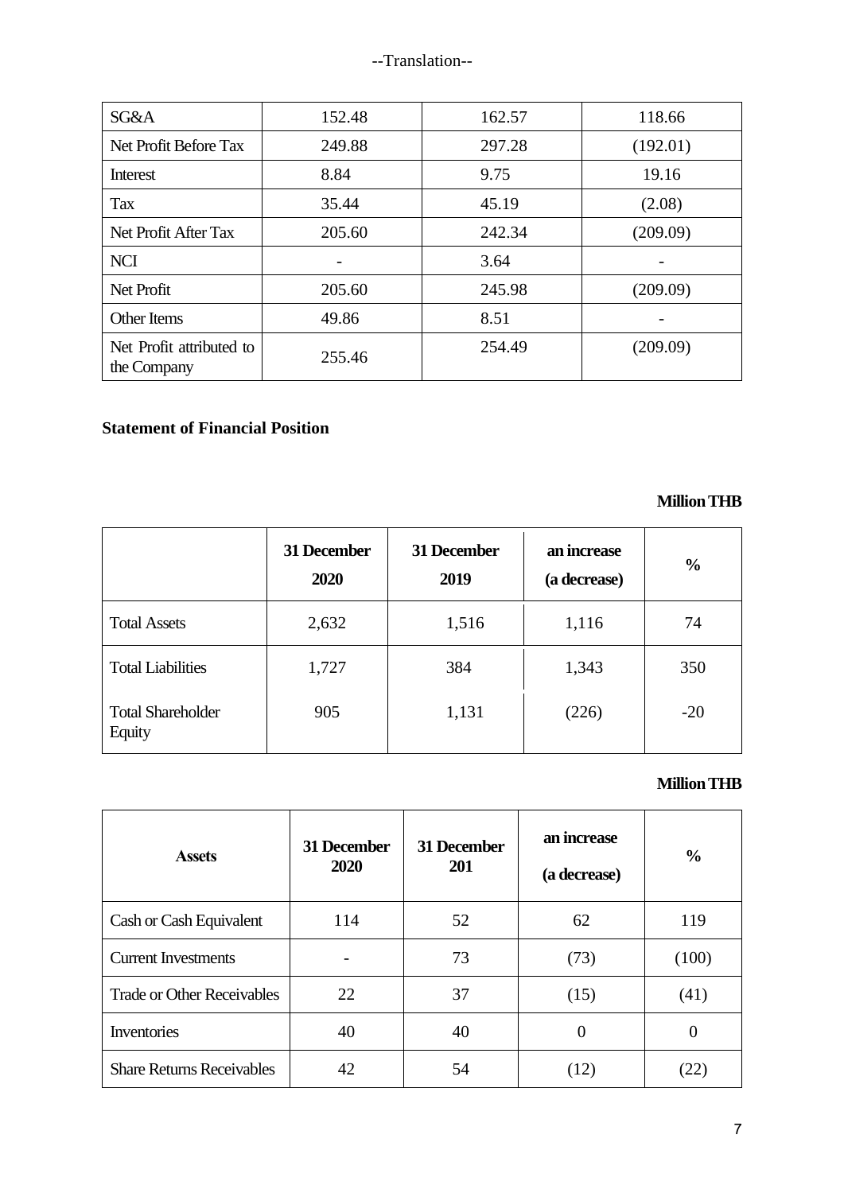--Translation--

| SG&A | 152.48 | 162.57 | 118.66 |
|---|---|---|---|
| Net Profit Before Tax | 249.88 | 297.28 | (192.01) |
| Interest | 8.84 | 9.75 | 19.16 |
| Tax | 35.44 | 45.19 | (2.08) |
| Net Profit After Tax | 205.60 | 242.34 | (209.09) |
| NCI | - | 3.64 | - |
| Net Profit | 205.60 | 245.98 | (209.09) |
| Other Items | 49.86 | 8.51 | - |
| Net Profit attributed to the Company | 255.46 | 254.49 | (209.09) |

**Statement of Financial Position**

**Million THB**

| | 31 December 2020 | 31 December 2019 | an increase (a decrease) | % |
|---|---|---|---|---|
| Total Assets | 2,632 | 1,516 | 1,116 | 74 |
| Total Liabilities | 1,727 | 384 | 1,343 | 350 |
| Total Shareholder Equity | 905 | 1,131 | (226) | -20 |

**Million THB**

| Assets | 31 December 2020 | 31 December 201 | an increase (a decrease) | % |
|---|---|---|---|---|
| Cash or Cash Equivalent | 114 | 52 | 62 | 119 |
| Current Investments | - | 73 | (73) | (100) |
| Trade or Other Receivables | 22 | 37 | (15) | (41) |
| Inventories | 40 | 40 | 0 | 0 |
| Share Returns Receivables | 42 | 54 | (12) | (22) |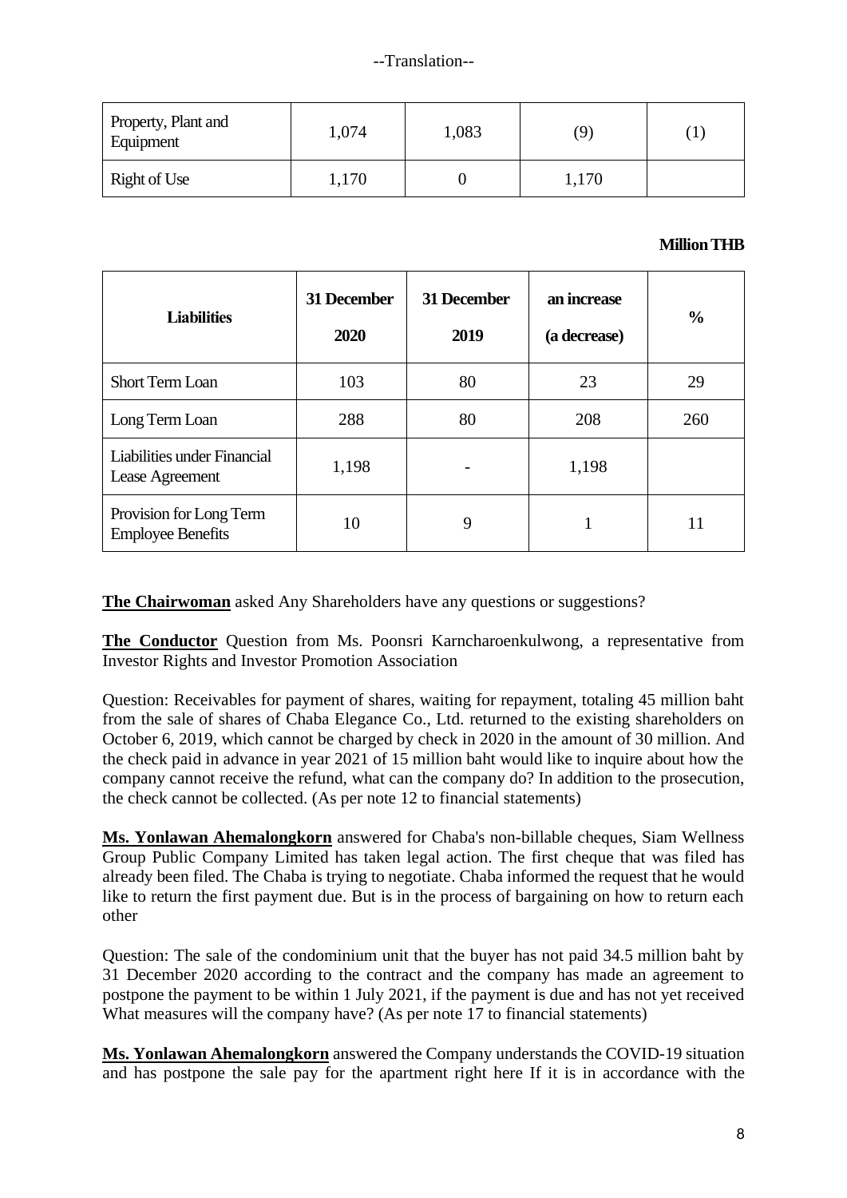--Translation--

| Property, Plant and Equipment | 1,074 | 1,083 | (9) | (1) |
|---|---|---|---|---|
| Right of Use | 1,170 | 0 | 1,170 | |

**Million THB**

| **Liabilities** | **31 December 2020** | **31 December 2019** | **an increase (a decrease)** | **%** |
|---|---|---|---|---|
| Short Term Loan | 103 | 80 | 23 | 29 |
| Long Term Loan | 288 | 80 | 208 | 260 |
| Liabilities under Financial Lease Agreement | 1,198 | - | 1,198 | |
| Provision for Long Term Employee Benefits | 10 | 9 | 1 | 11 |

**The Chairwoman** asked Any Shareholders have any questions or suggestions?

**The Conductor** Question from Ms. Poonsri Karncharoenkulwong, a representative from Investor Rights and Investor Promotion Association

Question: Receivables for payment of shares, waiting for repayment, totaling 45 million baht from the sale of shares of Chaba Elegance Co., Ltd. returned to the existing shareholders on October 6, 2019, which cannot be charged by check in 2020 in the amount of 30 million. And the check paid in advance in year 2021 of 15 million baht would like to inquire about how the company cannot receive the refund, what can the company do? In addition to the prosecution, the check cannot be collected. (As per note 12 to financial statements)

**Ms. Yonlawan Ahemalongkorn** answered for Chaba's non-billable cheques, Siam Wellness Group Public Company Limited has taken legal action. The first cheque that was filed has already been filed. The Chaba is trying to negotiate. Chaba informed the request that he would like to return the first payment due. But is in the process of bargaining on how to return each other

Question: The sale of the condominium unit that the buyer has not paid 34.5 million baht by 31 December 2020 according to the contract and the company has made an agreement to postpone the payment to be within 1 July 2021, if the payment is due and has not yet received What measures will the company have? (As per note 17 to financial statements)

**Ms. Yonlawan Ahemalongkorn** answered the Company understands the COVID-19 situation and has postpone the sale pay for the apartment right here If it is in accordance with the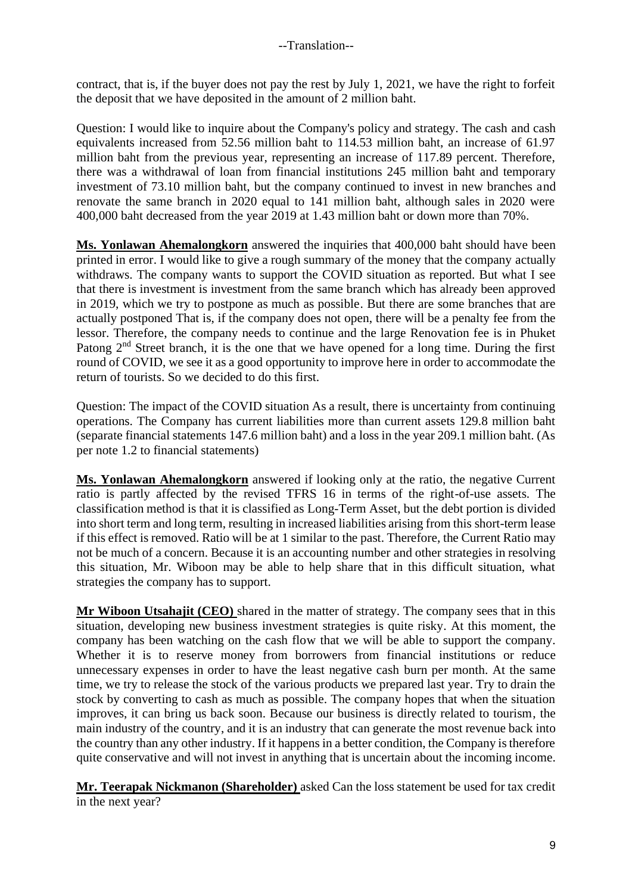--Translation--

contract, that is, if the buyer does not pay the rest by July 1, 2021, we have the right to forfeit the deposit that we have deposited in the amount of 2 million baht.

Question: I would like to inquire about the Company's policy and strategy. The cash and cash equivalents increased from 52.56 million baht to 114.53 million baht, an increase of 61.97 million baht from the previous year, representing an increase of 117.89 percent. Therefore, there was a withdrawal of loan from financial institutions 245 million baht and temporary investment of 73.10 million baht, but the company continued to invest in new branches and renovate the same branch in 2020 equal to 141 million baht, although sales in 2020 were 400,000 baht decreased from the year 2019 at 1.43 million baht or down more than 70%.

**Ms. Yonlawan Ahemalongkorn** answered the inquiries that 400,000 baht should have been printed in error. I would like to give a rough summary of the money that the company actually withdraws. The company wants to support the COVID situation as reported. But what I see that there is investment is investment from the same branch which has already been approved in 2019, which we try to postpone as much as possible. But there are some branches that are actually postponed That is, if the company does not open, there will be a penalty fee from the lessor. Therefore, the company needs to continue and the large Renovation fee is in Phuket Patong 2nd Street branch, it is the one that we have opened for a long time. During the first round of COVID, we see it as a good opportunity to improve here in order to accommodate the return of tourists. So we decided to do this first.

Question: The impact of the COVID situation As a result, there is uncertainty from continuing operations. The Company has current liabilities more than current assets 129.8 million baht (separate financial statements 147.6 million baht) and a loss in the year 209.1 million baht. (As per note 1.2 to financial statements)

**Ms. Yonlawan Ahemalongkorn** answered if looking only at the ratio, the negative Current ratio is partly affected by the revised TFRS 16 in terms of the right-of-use assets. The classification method is that it is classified as Long-Term Asset, but the debt portion is divided into short term and long term, resulting in increased liabilities arising from this short-term lease if this effect is removed. Ratio will be at 1 similar to the past. Therefore, the Current Ratio may not be much of a concern. Because it is an accounting number and other strategies in resolving this situation, Mr. Wiboon may be able to help share that in this difficult situation, what strategies the company has to support.

**Mr Wiboon Utsahajit (CEO)** shared in the matter of strategy. The company sees that in this situation, developing new business investment strategies is quite risky. At this moment, the company has been watching on the cash flow that we will be able to support the company. Whether it is to reserve money from borrowers from financial institutions or reduce unnecessary expenses in order to have the least negative cash burn per month. At the same time, we try to release the stock of the various products we prepared last year. Try to drain the stock by converting to cash as much as possible. The company hopes that when the situation improves, it can bring us back soon. Because our business is directly related to tourism, the main industry of the country, and it is an industry that can generate the most revenue back into the country than any other industry. If it happens in a better condition, the Company is therefore quite conservative and will not invest in anything that is uncertain about the incoming income.

**Mr. Teerapak Nickmanon (Shareholder)** asked Can the loss statement be used for tax credit in the next year?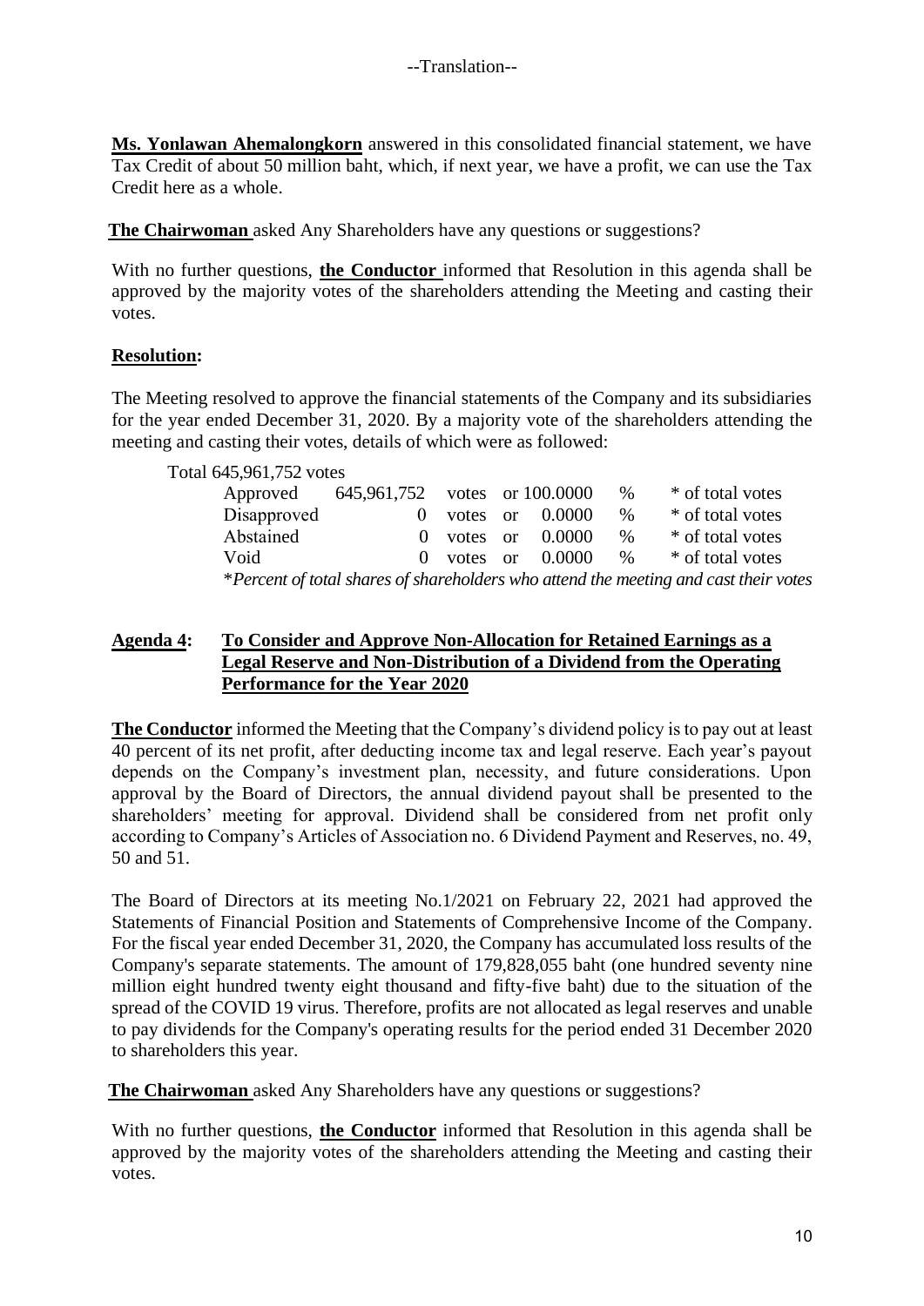--Translation--

**Ms. Yonlawan Ahemalongkorn** answered in this consolidated financial statement, we have Tax Credit of about 50 million baht, which, if next year, we have a profit, we can use the Tax Credit here as a whole.

**The Chairwoman** asked Any Shareholders have any questions or suggestions?

With no further questions, **the Conductor** informed that Resolution in this agenda shall be approved by the majority votes of the shareholders attending the Meeting and casting their votes.

**Resolution:**

The Meeting resolved to approve the financial statements of the Company and its subsidiaries for the year ended December 31, 2020. By a majority vote of the shareholders attending the meeting and casting their votes, details of which were as followed:

Total 645,961,752 votes

| | | | | | |
|---|---|---|---|---|---|
| Approved | 645,961,752 | votes | or 100.0000 | % | * of total votes |
| Disapproved | 0 | votes | or 0.0000 | % | * of total votes |
| Abstained | 0 | votes | or 0.0000 | % | * of total votes |
| Void | 0 | votes | or 0.0000 | % | * of total votes |

*\*Percent of total shares of shareholders who attend the meeting and cast their votes*

## Agenda 4: To Consider and Approve Non-Allocation for Retained Earnings as a Legal Reserve and Non-Distribution of a Dividend from the Operating Performance for the Year 2020

**The Conductor** informed the Meeting that the Company's dividend policy is to pay out at least 40 percent of its net profit, after deducting income tax and legal reserve. Each year's payout depends on the Company's investment plan, necessity, and future considerations. Upon approval by the Board of Directors, the annual dividend payout shall be presented to the shareholders' meeting for approval. Dividend shall be considered from net profit only according to Company's Articles of Association no. 6 Dividend Payment and Reserves, no. 49, 50 and 51.

The Board of Directors at its meeting No.1/2021 on February 22, 2021 had approved the Statements of Financial Position and Statements of Comprehensive Income of the Company. For the fiscal year ended December 31, 2020, the Company has accumulated loss results of the Company's separate statements. The amount of 179,828,055 baht (one hundred seventy nine million eight hundred twenty eight thousand and fifty-five baht) due to the situation of the spread of the COVID 19 virus. Therefore, profits are not allocated as legal reserves and unable to pay dividends for the Company's operating results for the period ended 31 December 2020 to shareholders this year.

**The Chairwoman** asked Any Shareholders have any questions or suggestions?

With no further questions, **the Conductor** informed that Resolution in this agenda shall be approved by the majority votes of the shareholders attending the Meeting and casting their votes.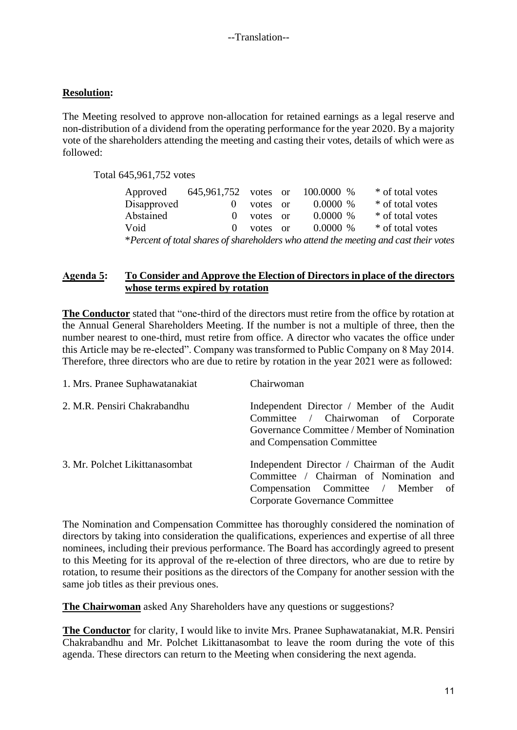--Translation--

**Resolution:**

The Meeting resolved to approve non-allocation for retained earnings as a legal reserve and non-distribution of a dividend from the operating performance for the year 2020. By a majority vote of the shareholders attending the meeting and casting their votes, details of which were as followed:

Total 645,961,752 votes

| | | | | | |
|---|---|---|---|---|---|
| Approved | 645,961,752 | votes | or | 100.0000 % | * of total votes |
| Disapproved | 0 | votes | or | 0.0000 % | * of total votes |
| Abstained | 0 | votes | or | 0.0000 % | * of total votes |
| Void | 0 | votes | or | 0.0000 % | * of total votes |

**Percent of total shares of shareholders who attend the meeting and cast their votes*

**Agenda 5: To Consider and Approve the Election of Directors in place of the directors whose terms expired by rotation**

**The Conductor** stated that "one-third of the directors must retire from the office by rotation at the Annual General Shareholders Meeting. If the number is not a multiple of three, then the number nearest to one-third, must retire from office. A director who vacates the office under this Article may be re-elected". Company was transformed to Public Company on 8 May 2014. Therefore, three directors who are due to retire by rotation in the year 2021 were as followed:

| | |
|---|---|
| 1. Mrs. Pranee Suphawatanakiat | Chairwoman |
| 2. M.R. Pensiri Chakrabandhu | Independent Director / Member of the Audit Committee / Chairwoman of Corporate Governance Committee / Member of Nomination and Compensation Committee |
| 3. Mr. Polchet Likittanasombat | Independent Director / Chairman of the Audit Committee / Chairman of Nomination and Compensation Committee / Member of Corporate Governance Committee |

The Nomination and Compensation Committee has thoroughly considered the nomination of directors by taking into consideration the qualifications, experiences and expertise of all three nominees, including their previous performance. The Board has accordingly agreed to present to this Meeting for its approval of the re-election of three directors, who are due to retire by rotation, to resume their positions as the directors of the Company for another session with the same job titles as their previous ones.

**The Chairwoman** asked Any Shareholders have any questions or suggestions?

**The Conductor** for clarity, I would like to invite Mrs. Pranee Suphawatanakiat, M.R. Pensiri Chakrabandhu and Mr. Polchet Likittanasombat to leave the room during the vote of this agenda. These directors can return to the Meeting when considering the next agenda.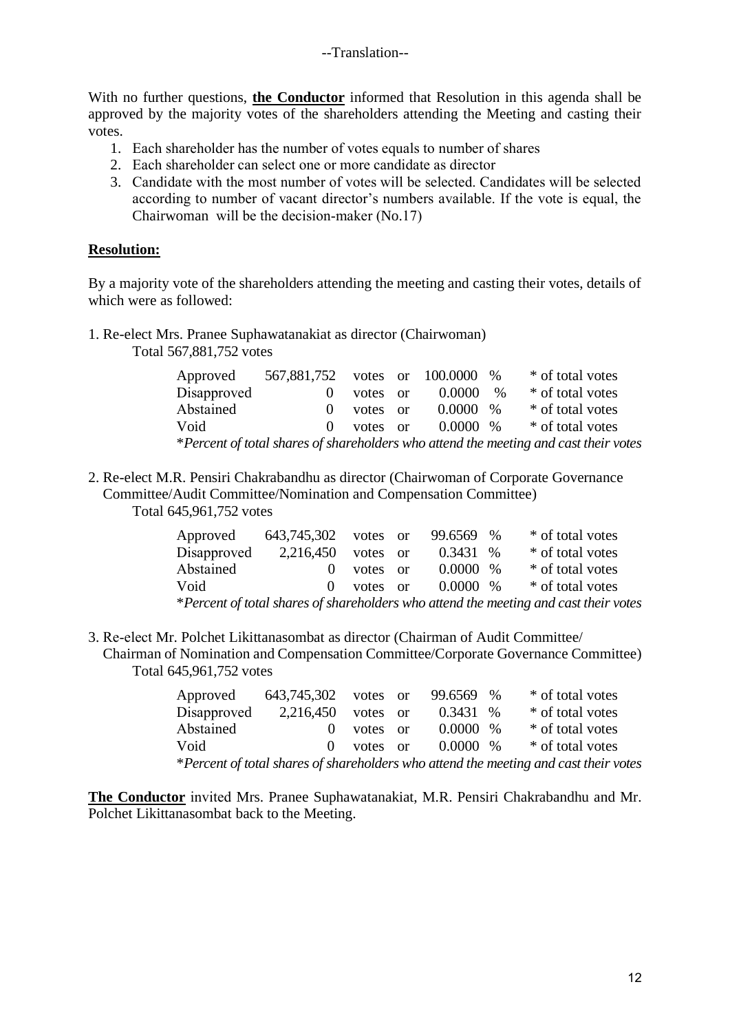--Translation--

With no further questions, **the Conductor** informed that Resolution in this agenda shall be approved by the majority votes of the shareholders attending the Meeting and casting their votes.

1. Each shareholder has the number of votes equals to number of shares
2. Each shareholder can select one or more candidate as director
3. Candidate with the most number of votes will be selected. Candidates will be selected according to number of vacant director's numbers available. If the vote is equal, the Chairwoman will be the decision-maker (No.17)

**Resolution:**

By a majority vote of the shareholders attending the meeting and casting their votes, details of which were as followed:

1. Re-elect Mrs. Pranee Suphawatanakiat as director (Chairwoman)
   Total 567,881,752 votes

| | | | | | | |
|---|---|---|---|---|---|---|
| Approved | 567,881,752 | votes | or | 100.0000 | % | * of total votes |
| Disapproved | 0 | votes | or | 0.0000 | % | * of total votes |
| Abstained | 0 | votes | or | 0.0000 | % | * of total votes |
| Void | 0 | votes | or | 0.0000 | % | * of total votes |

*\*Percent of total shares of shareholders who attend the meeting and cast their votes*

2. Re-elect M.R. Pensiri Chakrabandhu as director (Chairwoman of Corporate Governance Committee/Audit Committee/Nomination and Compensation Committee)
   Total 645,961,752 votes

| | | | | | | |
|---|---|---|---|---|---|---|
| Approved | 643,745,302 | votes | or | 99.6569 | % | * of total votes |
| Disapproved | 2,216,450 | votes | or | 0.3431 | % | * of total votes |
| Abstained | 0 | votes | or | 0.0000 | % | * of total votes |
| Void | 0 | votes | or | 0.0000 | % | * of total votes |

*\*Percent of total shares of shareholders who attend the meeting and cast their votes*

3. Re-elect Mr. Polchet Likittanasombat as director (Chairman of Audit Committee/ Chairman of Nomination and Compensation Committee/Corporate Governance Committee)
   Total 645,961,752 votes

| | | | | | | |
|---|---|---|---|---|---|---|
| Approved | 643,745,302 | votes | or | 99.6569 | % | * of total votes |
| Disapproved | 2,216,450 | votes | or | 0.3431 | % | * of total votes |
| Abstained | 0 | votes | or | 0.0000 | % | * of total votes |
| Void | 0 | votes | or | 0.0000 | % | * of total votes |

*\*Percent of total shares of shareholders who attend the meeting and cast their votes*

**The Conductor** invited Mrs. Pranee Suphawatanakiat, M.R. Pensiri Chakrabandhu and Mr. Polchet Likittanasombat back to the Meeting.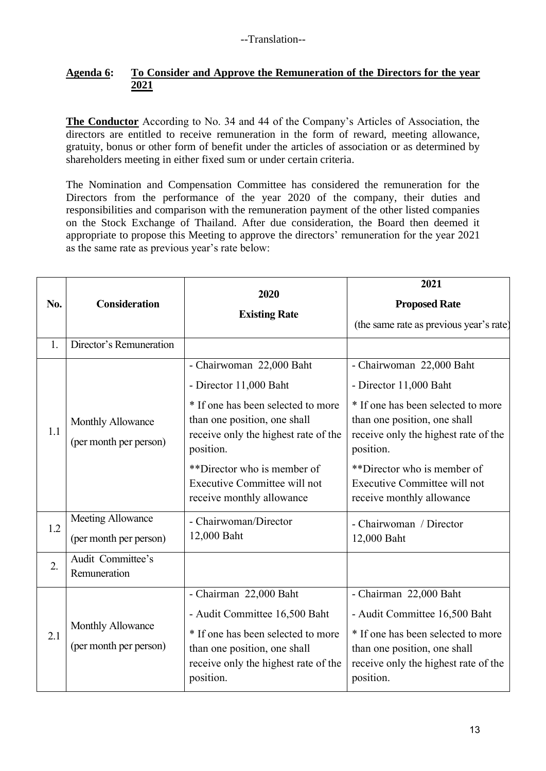--Translation--

**Agenda 6: To Consider and Approve the Remuneration of the Directors for the year 2021**

**The Conductor** According to No. 34 and 44 of the Company's Articles of Association, the directors are entitled to receive remuneration in the form of reward, meeting allowance, gratuity, bonus or other form of benefit under the articles of association or as determined by shareholders meeting in either fixed sum or under certain criteria.

The Nomination and Compensation Committee has considered the remuneration for the Directors from the performance of the year 2020 of the company, their duties and responsibilities and comparison with the remuneration payment of the other listed companies on the Stock Exchange of Thailand. After due consideration, the Board then deemed it appropriate to propose this Meeting to approve the directors' remuneration for the year 2021 as the same rate as previous year's rate below:

| No. | Consideration | 2020<br>Existing Rate | 2021<br>Proposed Rate<br>(the same rate as previous year's rate) |
|---|---|---|---|
| 1. | Director's Remuneration | | |
| 1.1 | Monthly Allowance<br>(per month per person) | - Chairwoman 22,000 Baht<br>- Director 11,000 Baht<br>* If one has been selected to more than one position, one shall receive only the highest rate of the position.<br>**Director who is member of Executive Committee will not receive monthly allowance | - Chairwoman 22,000 Baht<br>- Director 11,000 Baht<br>* If one has been selected to more than one position, one shall receive only the highest rate of the position.<br>**Director who is member of Executive Committee will not receive monthly allowance |
| 1.2 | Meeting Allowance<br>(per month per person) | - Chairwoman/Director<br>12,000 Baht | - Chairwoman / Director<br>12,000 Baht |
| 2. | Audit Committee's Remuneration | | |
| 2.1 | Monthly Allowance<br>(per month per person) | - Chairman 22,000 Baht<br>- Audit Committee 16,500 Baht<br>* If one has been selected to more than one position, one shall receive only the highest rate of the position. | - Chairman 22,000 Baht<br>- Audit Committee 16,500 Baht<br>* If one has been selected to more than one position, one shall receive only the highest rate of the position. |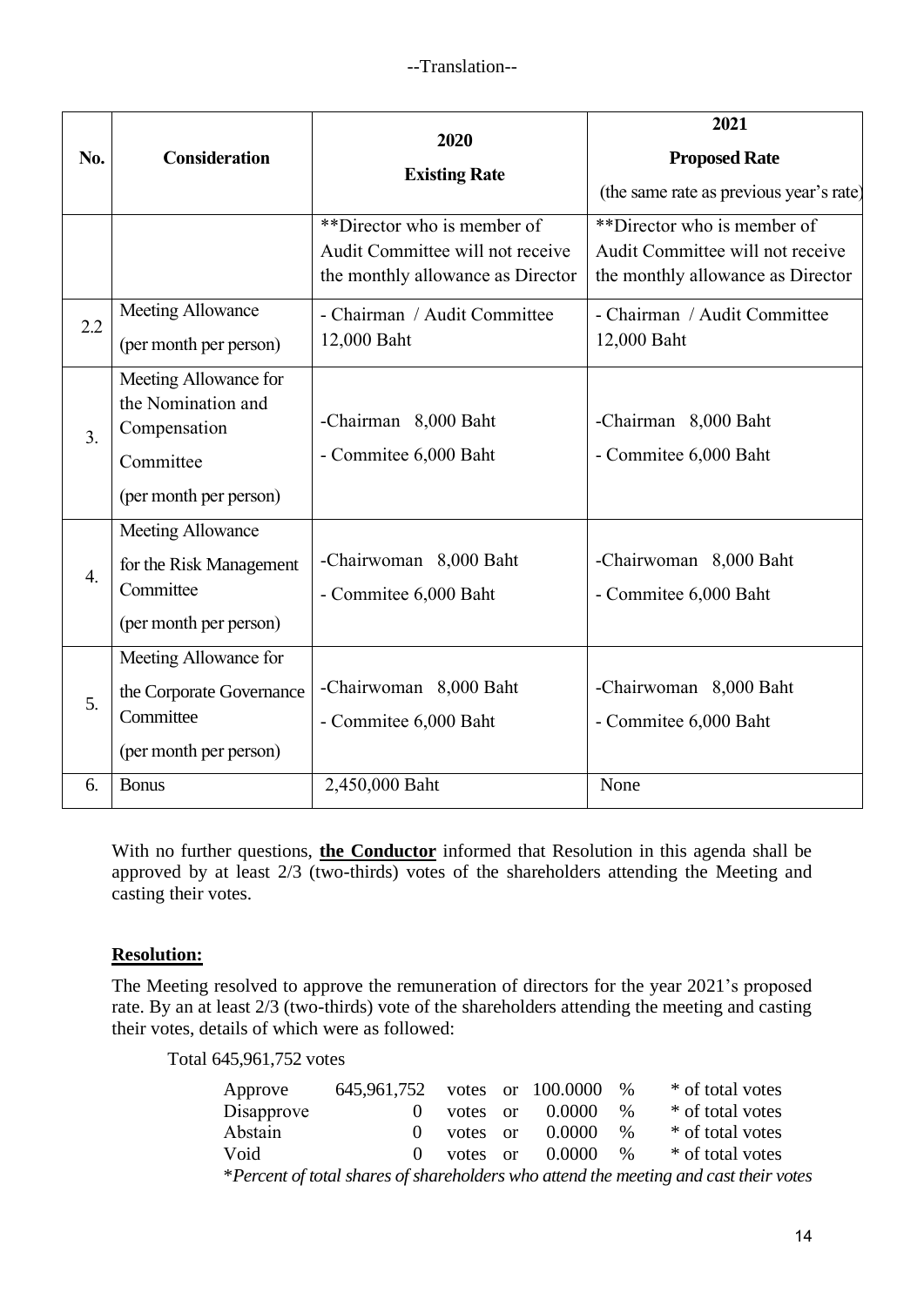--Translation--

| No. | Consideration | 2020<br>Existing Rate | 2021<br>Proposed Rate<br>(the same rate as previous year's rate) |
|---|---|---|---|
| | | **Director who is member of Audit Committee will not receive the monthly allowance as Director | **Director who is member of Audit Committee will not receive the monthly allowance as Director |
| 2.2 | Meeting Allowance (per month per person) | - Chairman / Audit Committee 12,000 Baht | - Chairman / Audit Committee 12,000 Baht |
| 3. | Meeting Allowance for the Nomination and Compensation Committee (per month per person) | -Chairman 8,000 Baht<br>- Commitee 6,000 Baht | -Chairman 8,000 Baht<br>- Commitee 6,000 Baht |
| 4. | Meeting Allowance for the Risk Management Committee (per month per person) | -Chairwoman 8,000 Baht<br>- Commitee 6,000 Baht | -Chairwoman 8,000 Baht<br>- Commitee 6,000 Baht |
| 5. | Meeting Allowance for the Corporate Governance Committee (per month per person) | -Chairwoman 8,000 Baht<br>- Commitee 6,000 Baht | -Chairwoman 8,000 Baht<br>- Commitee 6,000 Baht |
| 6. | Bonus | 2,450,000 Baht | None |

With no further questions, **the Conductor** informed that Resolution in this agenda shall be approved by at least 2/3 (two-thirds) votes of the shareholders attending the Meeting and casting their votes.

**Resolution:**

The Meeting resolved to approve the remuneration of directors for the year 2021's proposed rate. By an at least 2/3 (two-thirds) vote of the shareholders attending the meeting and casting their votes, details of which were as followed:

Total 645,961,752 votes

| | | | | | | |
|---|---|---|---|---|---|---|
| Approve | 645,961,752 | votes | or | 100.0000 | % | * of total votes |
| Disapprove | 0 | votes | or | 0.0000 | % | * of total votes |
| Abstain | 0 | votes | or | 0.0000 | % | * of total votes |
| Void | 0 | votes | or | 0.0000 | % | * of total votes |

**Percent of total shares of shareholders who attend the meeting and cast their votes*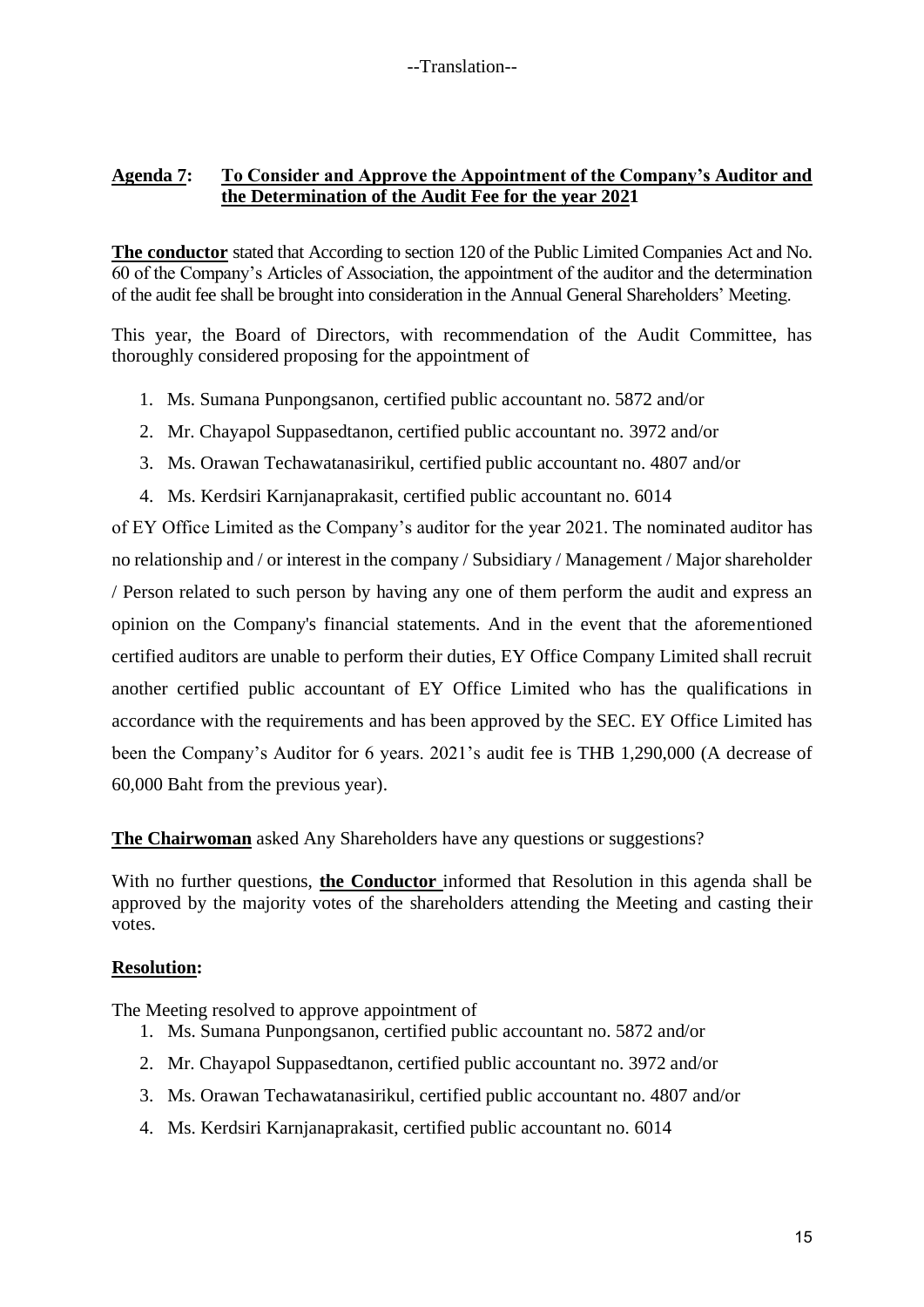--Translation--

**Agenda 7: To Consider and Approve the Appointment of the Company's Auditor and the Determination of the Audit Fee for the year 2021**

**The conductor** stated that According to section 120 of the Public Limited Companies Act and No. 60 of the Company's Articles of Association, the appointment of the auditor and the determination of the audit fee shall be brought into consideration in the Annual General Shareholders' Meeting.

This year, the Board of Directors, with recommendation of the Audit Committee, has thoroughly considered proposing for the appointment of

1. Ms. Sumana Punpongsanon, certified public accountant no. 5872 and/or
2. Mr. Chayapol Suppasedtanon, certified public accountant no. 3972 and/or
3. Ms. Orawan Techawatanasirikul, certified public accountant no. 4807 and/or
4. Ms. Kerdsiri Karnjanaprakasit, certified public accountant no. 6014

of EY Office Limited as the Company's auditor for the year 2021. The nominated auditor has no relationship and / or interest in the company / Subsidiary / Management / Major shareholder / Person related to such person by having any one of them perform the audit and express an opinion on the Company's financial statements. And in the event that the aforementioned certified auditors are unable to perform their duties, EY Office Company Limited shall recruit another certified public accountant of EY Office Limited who has the qualifications in accordance with the requirements and has been approved by the SEC. EY Office Limited has been the Company's Auditor for 6 years. 2021's audit fee is THB 1,290,000 (A decrease of 60,000 Baht from the previous year).

**The Chairwoman** asked Any Shareholders have any questions or suggestions?

With no further questions, **the Conductor** informed that Resolution in this agenda shall be approved by the majority votes of the shareholders attending the Meeting and casting their votes.

**Resolution:**

The Meeting resolved to approve appointment of

1. Ms. Sumana Punpongsanon, certified public accountant no. 5872 and/or
2. Mr. Chayapol Suppasedtanon, certified public accountant no. 3972 and/or
3. Ms. Orawan Techawatanasirikul, certified public accountant no. 4807 and/or
4. Ms. Kerdsiri Karnjanaprakasit, certified public accountant no. 6014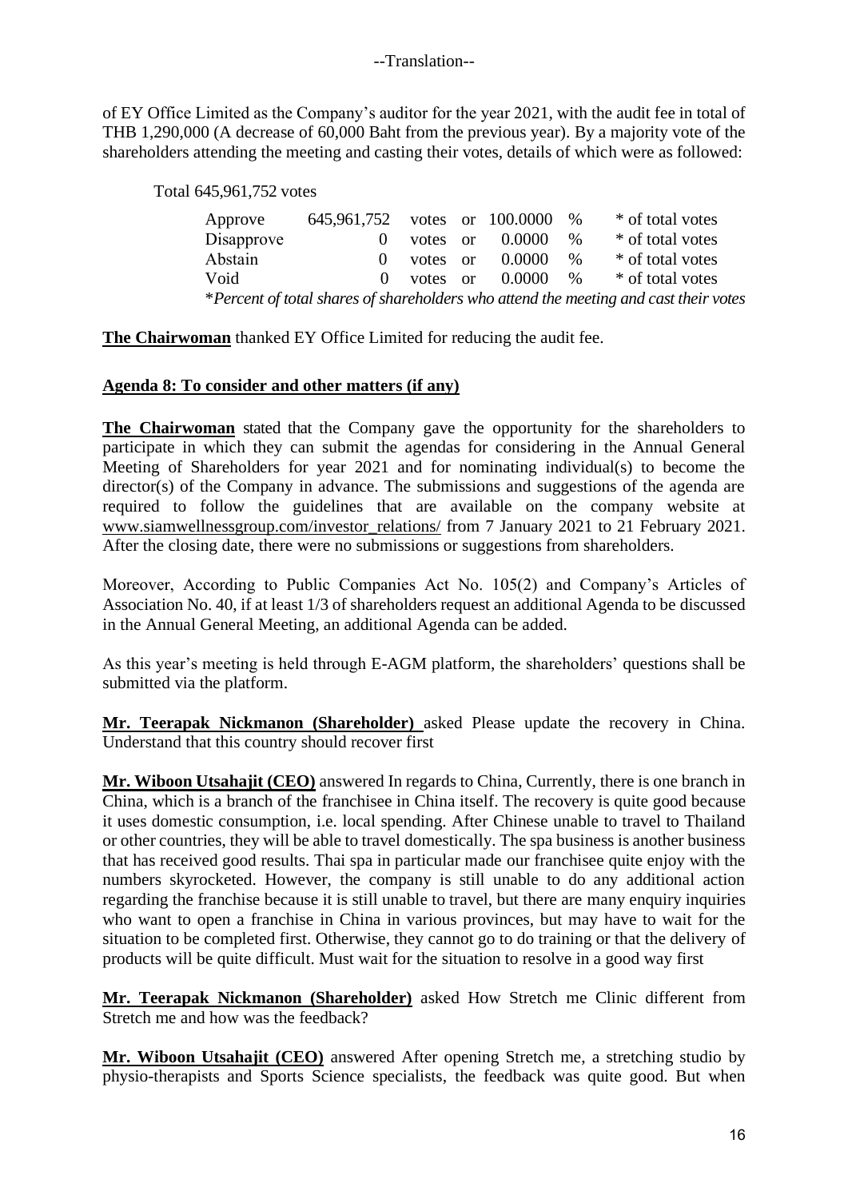--Translation--

of EY Office Limited as the Company's auditor for the year 2021, with the audit fee in total of THB 1,290,000 (A decrease of 60,000 Baht from the previous year). By a majority vote of the shareholders attending the meeting and casting their votes, details of which were as followed:

Total 645,961,752 votes

| | | | | | | |
|---|---|---|---|---|---|---|
| Approve | 645,961,752 | votes | or | 100.0000 | % | * of total votes |
| Disapprove | 0 | votes | or | 0.0000 | % | * of total votes |
| Abstain | 0 | votes | or | 0.0000 | % | * of total votes |
| Void | 0 | votes | or | 0.0000 | % | * of total votes |

*\*Percent of total shares of shareholders who attend the meeting and cast their votes*

**The Chairwoman** thanked EY Office Limited for reducing the audit fee.

**Agenda 8: To consider and other matters (if any)**

**The Chairwoman** stated that the Company gave the opportunity for the shareholders to participate in which they can submit the agendas for considering in the Annual General Meeting of Shareholders for year 2021 and for nominating individual(s) to become the director(s) of the Company in advance. The submissions and suggestions of the agenda are required to follow the guidelines that are available on the company website at www.siamwellnessgroup.com/investor_relations/ from 7 January 2021 to 21 February 2021. After the closing date, there were no submissions or suggestions from shareholders.

Moreover, According to Public Companies Act No. 105(2) and Company's Articles of Association No. 40, if at least 1/3 of shareholders request an additional Agenda to be discussed in the Annual General Meeting, an additional Agenda can be added.

As this year's meeting is held through E-AGM platform, the shareholders' questions shall be submitted via the platform.

**Mr. Teerapak Nickmanon (Shareholder)** asked Please update the recovery in China. Understand that this country should recover first

**Mr. Wiboon Utsahajit (CEO)** answered In regards to China, Currently, there is one branch in China, which is a branch of the franchisee in China itself. The recovery is quite good because it uses domestic consumption, i.e. local spending. After Chinese unable to travel to Thailand or other countries, they will be able to travel domestically. The spa business is another business that has received good results. Thai spa in particular made our franchisee quite enjoy with the numbers skyrocketed. However, the company is still unable to do any additional action regarding the franchise because it is still unable to travel, but there are many enquiry inquiries who want to open a franchise in China in various provinces, but may have to wait for the situation to be completed first. Otherwise, they cannot go to do training or that the delivery of products will be quite difficult. Must wait for the situation to resolve in a good way first

**Mr. Teerapak Nickmanon (Shareholder)** asked How Stretch me Clinic different from Stretch me and how was the feedback?

**Mr. Wiboon Utsahajit (CEO)** answered After opening Stretch me, a stretching studio by physio-therapists and Sports Science specialists, the feedback was quite good. But when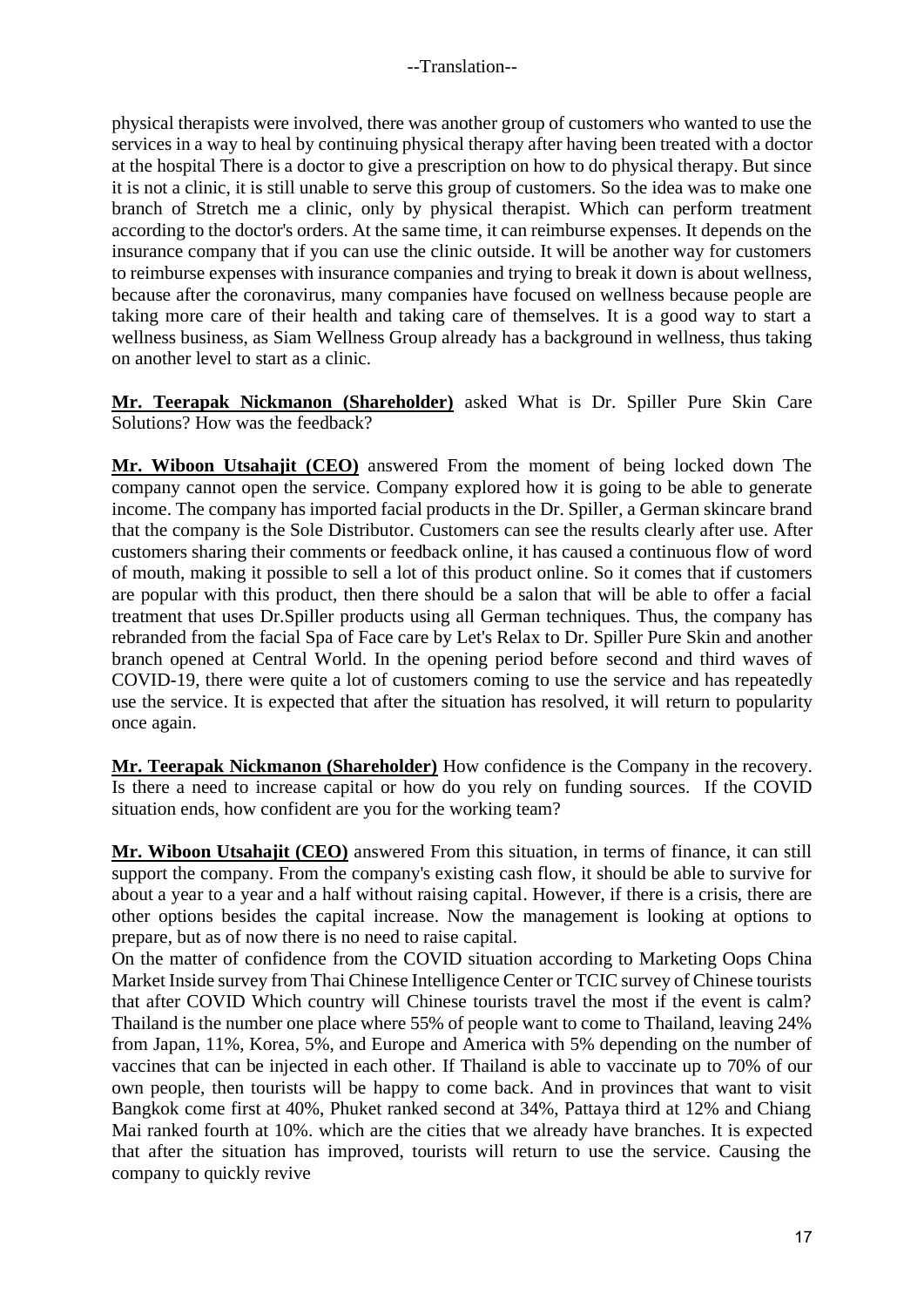physical therapists were involved, there was another group of customers who wanted to use the services in a way to heal by continuing physical therapy after having been treated with a doctor at the hospital There is a doctor to give a prescription on how to do physical therapy. But since it is not a clinic, it is still unable to serve this group of customers. So the idea was to make one branch of Stretch me a clinic, only by physical therapist. Which can perform treatment according to the doctor's orders. At the same time, it can reimburse expenses. It depends on the insurance company that if you can use the clinic outside. It will be another way for customers to reimburse expenses with insurance companies and trying to break it down is about wellness, because after the coronavirus, many companies have focused on wellness because people are taking more care of their health and taking care of themselves. It is a good way to start a wellness business, as Siam Wellness Group already has a background in wellness, thus taking on another level to start as a clinic.

**Mr. Teerapak Nickmanon (Shareholder)** asked What is Dr. Spiller Pure Skin Care Solutions? How was the feedback?

**Mr. Wiboon Utsahajit (CEO)** answered From the moment of being locked down The company cannot open the service. Company explored how it is going to be able to generate income. The company has imported facial products in the Dr. Spiller, a German skincare brand that the company is the Sole Distributor. Customers can see the results clearly after use. After customers sharing their comments or feedback online, it has caused a continuous flow of word of mouth, making it possible to sell a lot of this product online. So it comes that if customers are popular with this product, then there should be a salon that will be able to offer a facial treatment that uses Dr.Spiller products using all German techniques. Thus, the company has rebranded from the facial Spa of Face care by Let's Relax to Dr. Spiller Pure Skin and another branch opened at Central World. In the opening period before second and third waves of COVID-19, there were quite a lot of customers coming to use the service and has repeatedly use the service. It is expected that after the situation has resolved, it will return to popularity once again.

**Mr. Teerapak Nickmanon (Shareholder)** How confidence is the Company in the recovery. Is there a need to increase capital or how do you rely on funding sources. If the COVID situation ends, how confident are you for the working team?

**Mr. Wiboon Utsahajit (CEO)** answered From this situation, in terms of finance, it can still support the company. From the company's existing cash flow, it should be able to survive for about a year to a year and a half without raising capital. However, if there is a crisis, there are other options besides the capital increase. Now the management is looking at options to prepare, but as of now there is no need to raise capital.

On the matter of confidence from the COVID situation according to Marketing Oops China Market Inside survey from Thai Chinese Intelligence Center or TCIC survey of Chinese tourists that after COVID Which country will Chinese tourists travel the most if the event is calm? Thailand is the number one place where 55% of people want to come to Thailand, leaving 24% from Japan, 11%, Korea, 5%, and Europe and America with 5% depending on the number of vaccines that can be injected in each other. If Thailand is able to vaccinate up to 70% of our own people, then tourists will be happy to come back. And in provinces that want to visit Bangkok come first at 40%, Phuket ranked second at 34%, Pattaya third at 12% and Chiang Mai ranked fourth at 10%. which are the cities that we already have branches. It is expected that after the situation has improved, tourists will return to use the service. Causing the company to quickly revive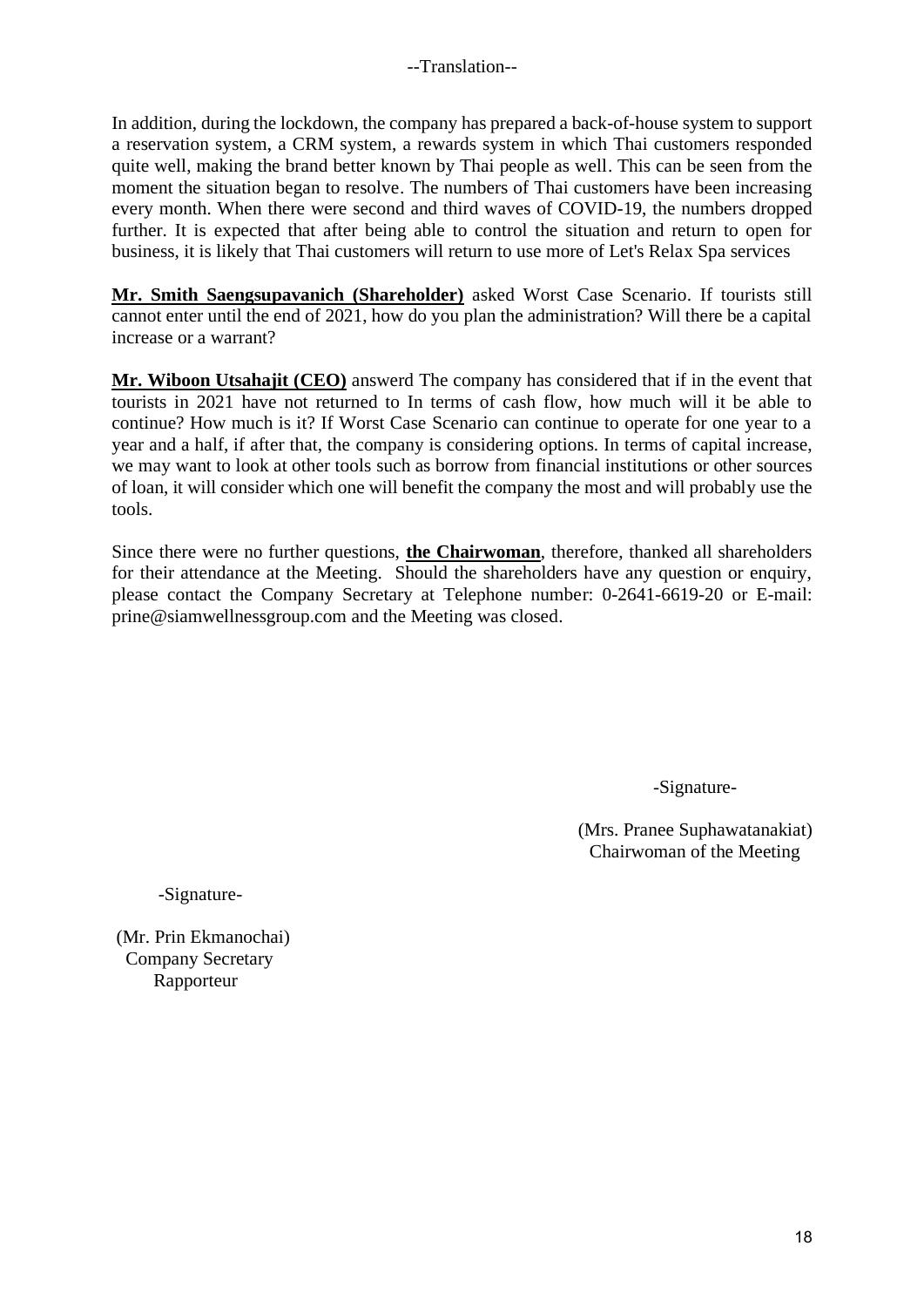--Translation--

In addition, during the lockdown, the company has prepared a back-of-house system to support a reservation system, a CRM system, a rewards system in which Thai customers responded quite well, making the brand better known by Thai people as well. This can be seen from the moment the situation began to resolve. The numbers of Thai customers have been increasing every month. When there were second and third waves of COVID-19, the numbers dropped further. It is expected that after being able to control the situation and return to open for business, it is likely that Thai customers will return to use more of Let's Relax Spa services

**Mr. Smith Saengsupavanich (Shareholder)** asked Worst Case Scenario. If tourists still cannot enter until the end of 2021, how do you plan the administration? Will there be a capital increase or a warrant?

**Mr. Wiboon Utsahajit (CEO)** answerd The company has considered that if in the event that tourists in 2021 have not returned to In terms of cash flow, how much will it be able to continue? How much is it? If Worst Case Scenario can continue to operate for one year to a year and a half, if after that, the company is considering options. In terms of capital increase, we may want to look at other tools such as borrow from financial institutions or other sources of loan, it will consider which one will benefit the company the most and will probably use the tools.

Since there were no further questions, **the Chairwoman**, therefore, thanked all shareholders for their attendance at the Meeting. Should the shareholders have any question or enquiry, please contact the Company Secretary at Telephone number: 0-2641-6619-20 or E-mail: prine@siamwellnessgroup.com and the Meeting was closed.

-Signature-

(Mrs. Pranee Suphawatanakiat)
Chairwoman of the Meeting

-Signature-

(Mr. Prin Ekmanochai)
Company Secretary
Rapporteur